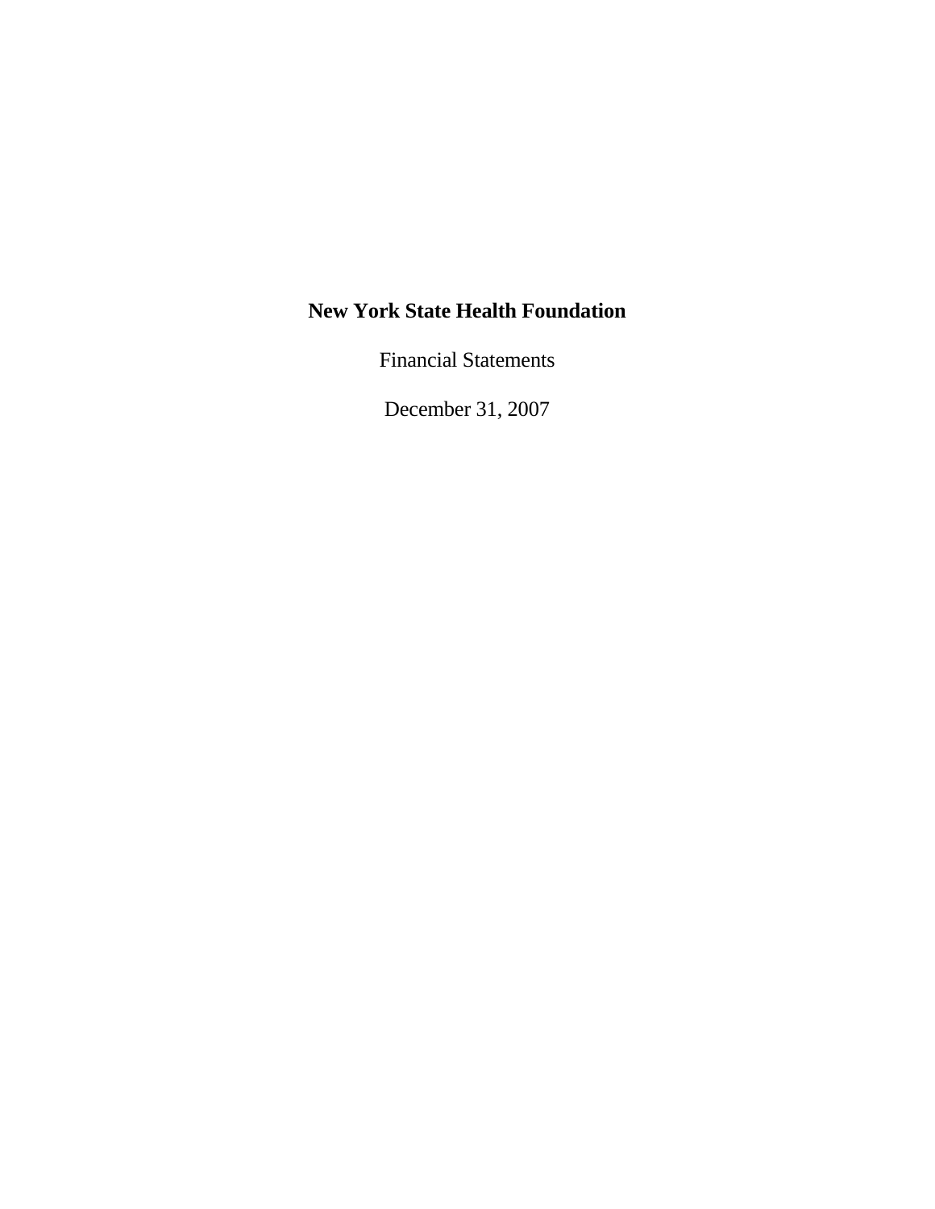# New York State Health Foundation

Financial Statements

December 31, 2007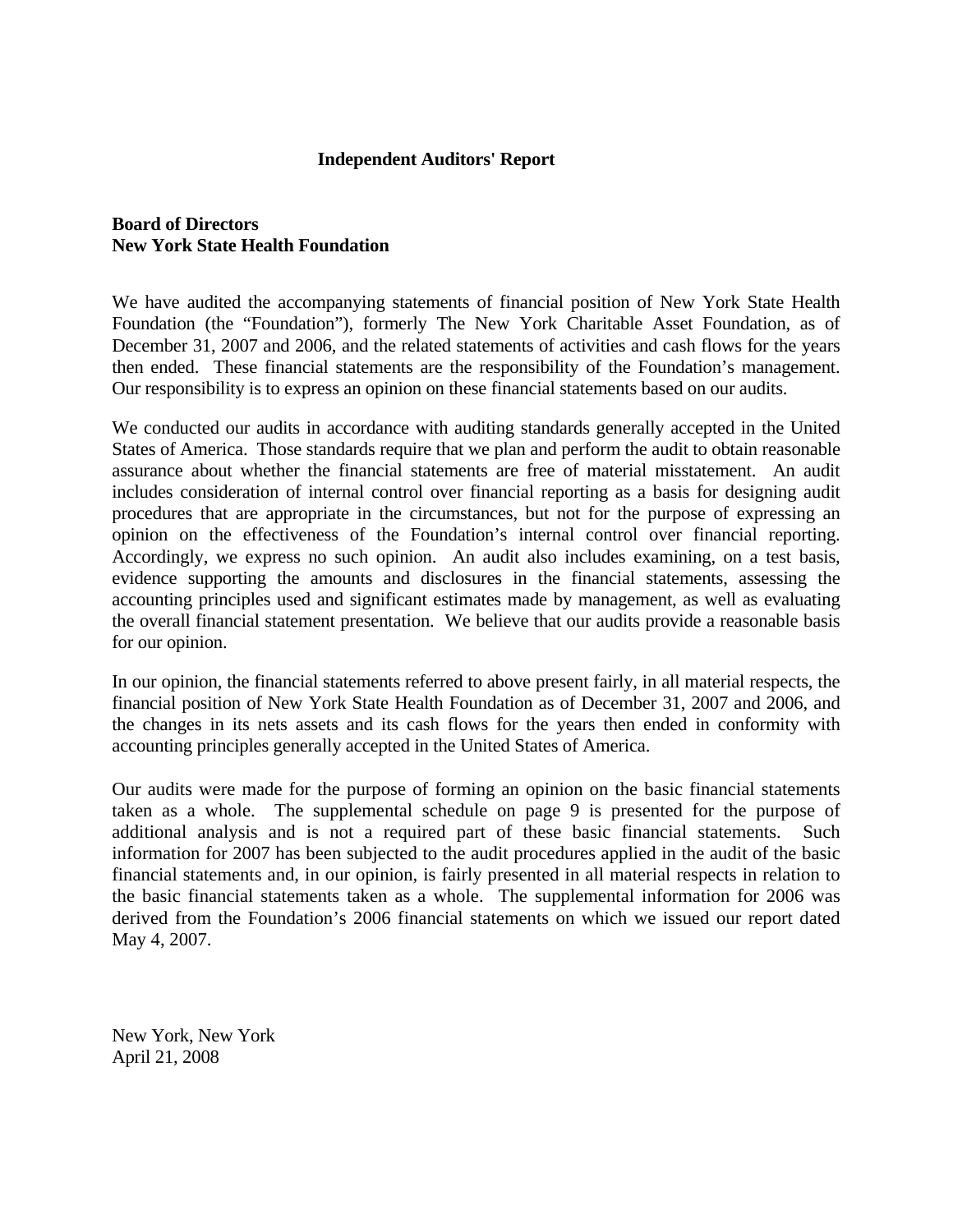# Independent Auditors' Report

**Board of Directors**
**New York State Health Foundation**

We have audited the accompanying statements of financial position of New York State Health Foundation (the "Foundation"), formerly The New York Charitable Asset Foundation, as of December 31, 2007 and 2006, and the related statements of activities and cash flows for the years then ended. These financial statements are the responsibility of the Foundation's management. Our responsibility is to express an opinion on these financial statements based on our audits.

We conducted our audits in accordance with auditing standards generally accepted in the United States of America. Those standards require that we plan and perform the audit to obtain reasonable assurance about whether the financial statements are free of material misstatement. An audit includes consideration of internal control over financial reporting as a basis for designing audit procedures that are appropriate in the circumstances, but not for the purpose of expressing an opinion on the effectiveness of the Foundation's internal control over financial reporting. Accordingly, we express no such opinion. An audit also includes examining, on a test basis, evidence supporting the amounts and disclosures in the financial statements, assessing the accounting principles used and significant estimates made by management, as well as evaluating the overall financial statement presentation. We believe that our audits provide a reasonable basis for our opinion.

In our opinion, the financial statements referred to above present fairly, in all material respects, the financial position of New York State Health Foundation as of December 31, 2007 and 2006, and the changes in its nets assets and its cash flows for the years then ended in conformity with accounting principles generally accepted in the United States of America.

Our audits were made for the purpose of forming an opinion on the basic financial statements taken as a whole. The supplemental schedule on page 9 is presented for the purpose of additional analysis and is not a required part of these basic financial statements. Such information for 2007 has been subjected to the audit procedures applied in the audit of the basic financial statements and, in our opinion, is fairly presented in all material respects in relation to the basic financial statements taken as a whole. The supplemental information for 2006 was derived from the Foundation's 2006 financial statements on which we issued our report dated May 4, 2007.

New York, New York
April 21, 2008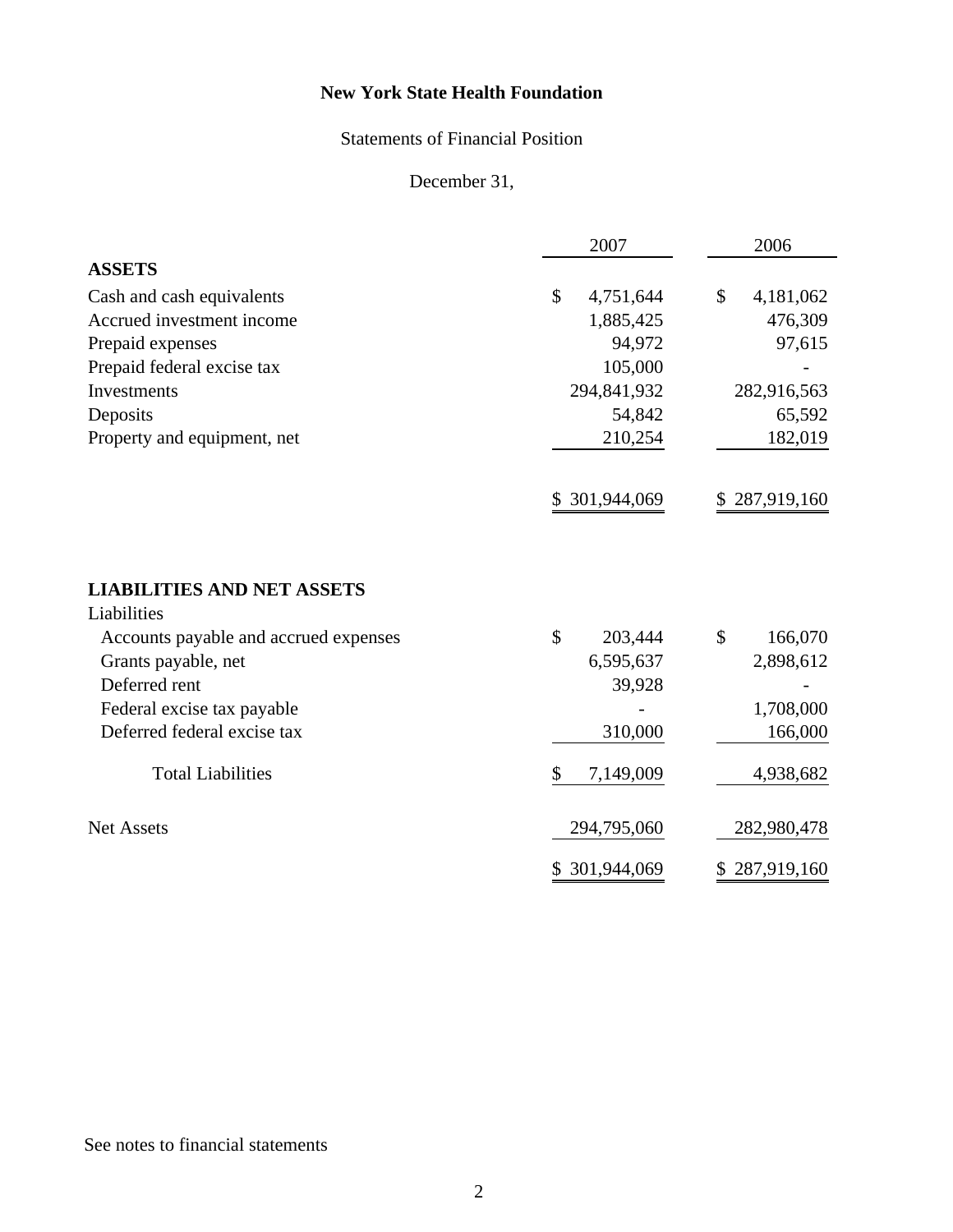# New York State Health Foundation

## Statements of Financial Position

December 31,

| | 2007 | 2006 |
|---|---|---|
| **ASSETS** | | |
| Cash and cash equivalents | $ 4,751,644 | $ 4,181,062 |
| Accrued investment income | 1,885,425 | 476,309 |
| Prepaid expenses | 94,972 | 97,615 |
| Prepaid federal excise tax | 105,000 | - |
| Investments | 294,841,932 | 282,916,563 |
| Deposits | 54,842 | 65,592 |
| Property and equipment, net | 210,254 | 182,019 |
| | $ 301,944,069 | $ 287,919,160 |
| **LIABILITIES AND NET ASSETS** | | |
| Liabilities | | |
| Accounts payable and accrued expenses | $ 203,444 | $ 166,070 |
| Grants payable, net | 6,595,637 | 2,898,612 |
| Deferred rent | 39,928 | - |
| Federal excise tax payable | - | 1,708,000 |
| Deferred federal excise tax | 310,000 | 166,000 |
| Total Liabilities | $ 7,149,009 | 4,938,682 |
| Net Assets | 294,795,060 | 282,980,478 |
| | $ 301,944,069 | $ 287,919,160 |

See notes to financial statements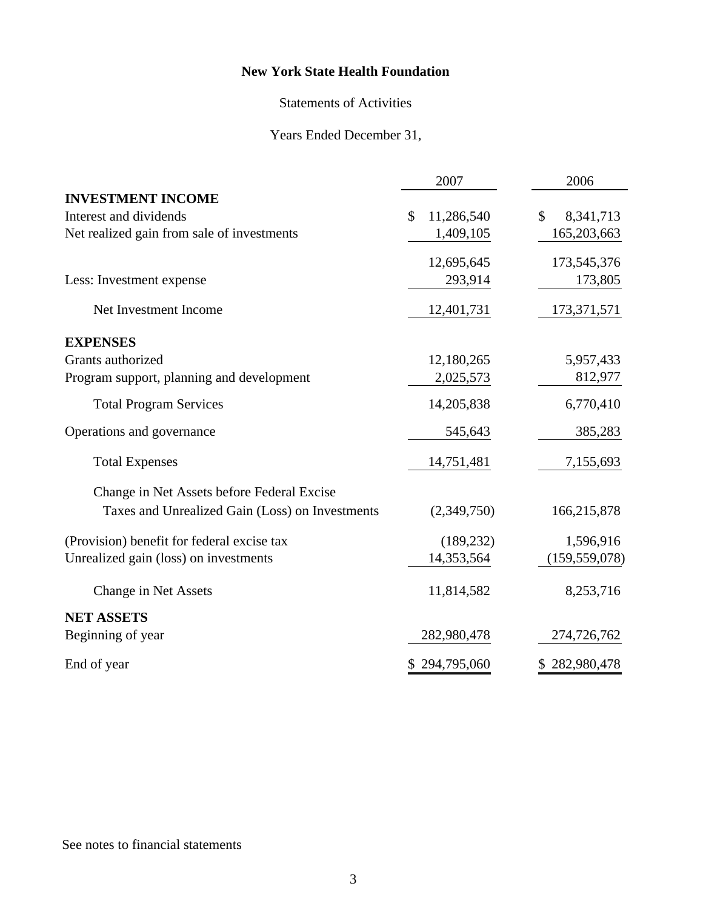# New York State Health Foundation

Statements of Activities

Years Ended December 31,

| | 2007 | 2006 |
|---|---|---|
| **INVESTMENT INCOME** | | |
| Interest and dividends | $ 11,286,540 | $ 8,341,713 |
| Net realized gain from sale of investments | 1,409,105 | 165,203,663 |
| | 12,695,645 | 173,545,376 |
| Less: Investment expense | 293,914 | 173,805 |
| Net Investment Income | 12,401,731 | 173,371,571 |
| **EXPENSES** | | |
| Grants authorized | 12,180,265 | 5,957,433 |
| Program support, planning and development | 2,025,573 | 812,977 |
| Total Program Services | 14,205,838 | 6,770,410 |
| Operations and governance | 545,643 | 385,283 |
| Total Expenses | 14,751,481 | 7,155,693 |
| Change in Net Assets before Federal Excise Taxes and Unrealized Gain (Loss) on Investments | (2,349,750) | 166,215,878 |
| (Provision) benefit for federal excise tax | (189,232) | 1,596,916 |
| Unrealized gain (loss) on investments | 14,353,564 | (159,559,078) |
| Change in Net Assets | 11,814,582 | 8,253,716 |
| **NET ASSETS** | | |
| Beginning of year | 282,980,478 | 274,726,762 |
| End of year | $ 294,795,060 | $ 282,980,478 |

See notes to financial statements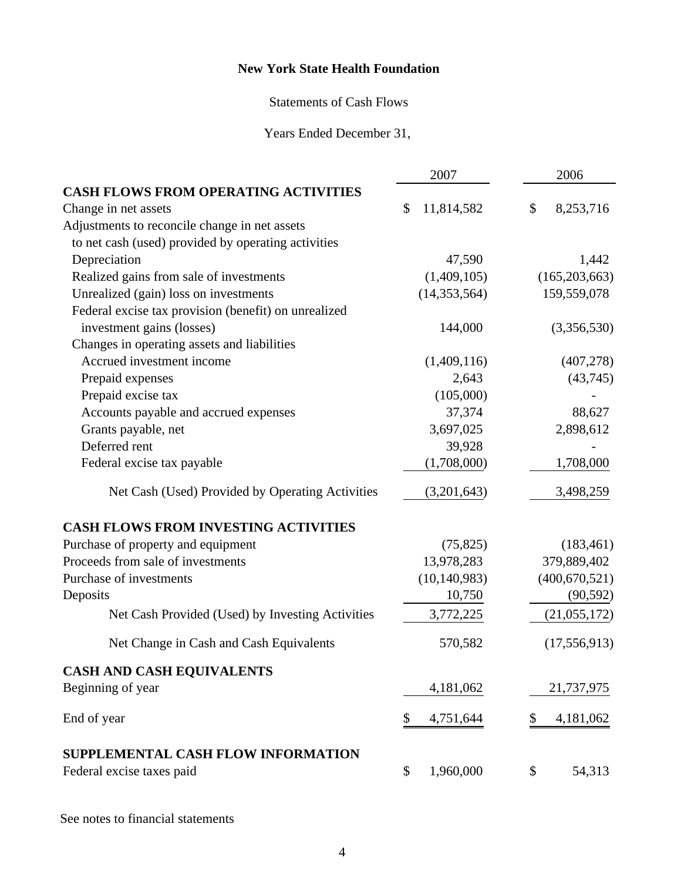# New York State Health Foundation

Statements of Cash Flows

Years Ended December 31,

| | 2007 | 2006 |
|---|---|---|
| **CASH FLOWS FROM OPERATING ACTIVITIES** | | |
| Change in net assets | $ 11,814,582 | $ 8,253,716 |
| Adjustments to reconcile change in net assets to net cash (used) provided by operating activities | | |
| Depreciation | 47,590 | 1,442 |
| Realized gains from sale of investments | (1,409,105) | (165,203,663) |
| Unrealized (gain) loss on investments | (14,353,564) | 159,559,078 |
| Federal excise tax provision (benefit) on unrealized investment gains (losses) | 144,000 | (3,356,530) |
| Changes in operating assets and liabilities | | |
| Accrued investment income | (1,409,116) | (407,278) |
| Prepaid expenses | 2,643 | (43,745) |
| Prepaid excise tax | (105,000) | - |
| Accounts payable and accrued expenses | 37,374 | 88,627 |
| Grants payable, net | 3,697,025 | 2,898,612 |
| Deferred rent | 39,928 | - |
| Federal excise tax payable | (1,708,000) | 1,708,000 |
| Net Cash (Used) Provided by Operating Activities | (3,201,643) | 3,498,259 |
| **CASH FLOWS FROM INVESTING ACTIVITIES** | | |
| Purchase of property and equipment | (75,825) | (183,461) |
| Proceeds from sale of investments | 13,978,283 | 379,889,402 |
| Purchase of investments | (10,140,983) | (400,670,521) |
| Deposits | 10,750 | (90,592) |
| Net Cash Provided (Used) by Investing Activities | 3,772,225 | (21,055,172) |
| Net Change in Cash and Cash Equivalents | 570,582 | (17,556,913) |
| **CASH AND CASH EQUIVALENTS** | | |
| Beginning of year | 4,181,062 | 21,737,975 |
| End of year | $ 4,751,644 | $ 4,181,062 |
| **SUPPLEMENTAL CASH FLOW INFORMATION** | | |
| Federal excise taxes paid | $ 1,960,000 | $ 54,313 |

See notes to financial statements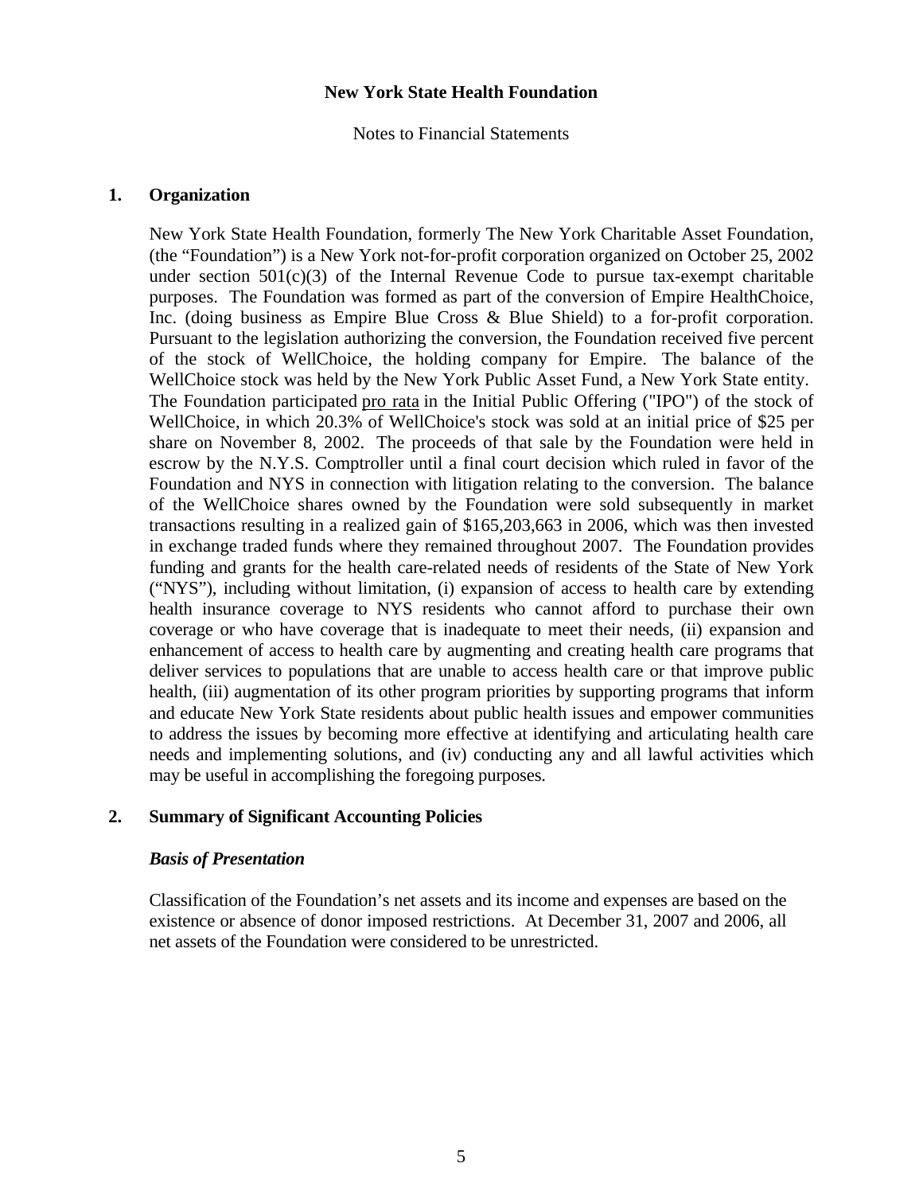# New York State Health Foundation

Notes to Financial Statements

## 1. Organization

New York State Health Foundation, formerly The New York Charitable Asset Foundation, (the "Foundation") is a New York not-for-profit corporation organized on October 25, 2002 under section 501(c)(3) of the Internal Revenue Code to pursue tax-exempt charitable purposes. The Foundation was formed as part of the conversion of Empire HealthChoice, Inc. (doing business as Empire Blue Cross & Blue Shield) to a for-profit corporation. Pursuant to the legislation authorizing the conversion, the Foundation received five percent of the stock of WellChoice, the holding company for Empire. The balance of the WellChoice stock was held by the New York Public Asset Fund, a New York State entity. The Foundation participated pro rata in the Initial Public Offering ("IPO") of the stock of WellChoice, in which 20.3% of WellChoice's stock was sold at an initial price of $25 per share on November 8, 2002. The proceeds of that sale by the Foundation were held in escrow by the N.Y.S. Comptroller until a final court decision which ruled in favor of the Foundation and NYS in connection with litigation relating to the conversion. The balance of the WellChoice shares owned by the Foundation were sold subsequently in market transactions resulting in a realized gain of $165,203,663 in 2006, which was then invested in exchange traded funds where they remained throughout 2007. The Foundation provides funding and grants for the health care-related needs of residents of the State of New York ("NYS"), including without limitation, (i) expansion of access to health care by extending health insurance coverage to NYS residents who cannot afford to purchase their own coverage or who have coverage that is inadequate to meet their needs, (ii) expansion and enhancement of access to health care by augmenting and creating health care programs that deliver services to populations that are unable to access health care or that improve public health, (iii) augmentation of its other program priorities by supporting programs that inform and educate New York State residents about public health issues and empower communities to address the issues by becoming more effective at identifying and articulating health care needs and implementing solutions, and (iv) conducting any and all lawful activities which may be useful in accomplishing the foregoing purposes.

## 2. Summary of Significant Accounting Policies

### *Basis of Presentation*

Classification of the Foundation's net assets and its income and expenses are based on the existence or absence of donor imposed restrictions. At December 31, 2007 and 2006, all net assets of the Foundation were considered to be unrestricted.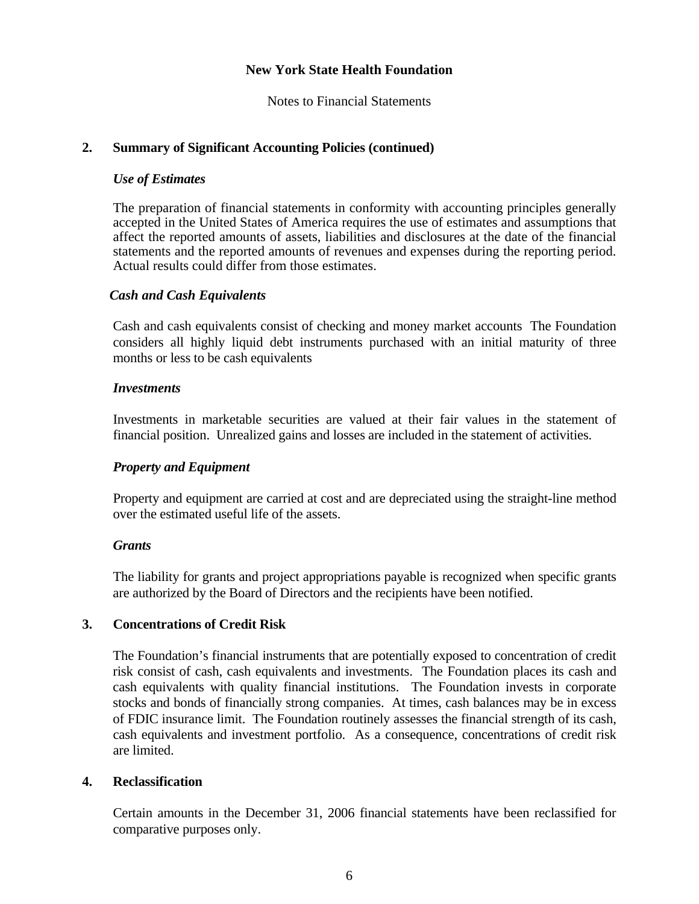**New York State Health Foundation**

Notes to Financial Statements

## 2. Summary of Significant Accounting Policies (continued)

### *Use of Estimates*

The preparation of financial statements in conformity with accounting principles generally accepted in the United States of America requires the use of estimates and assumptions that affect the reported amounts of assets, liabilities and disclosures at the date of the financial statements and the reported amounts of revenues and expenses during the reporting period. Actual results could differ from those estimates.

### *Cash and Cash Equivalents*

Cash and cash equivalents consist of checking and money market accounts The Foundation considers all highly liquid debt instruments purchased with an initial maturity of three months or less to be cash equivalents

### *Investments*

Investments in marketable securities are valued at their fair values in the statement of financial position. Unrealized gains and losses are included in the statement of activities.

### *Property and Equipment*

Property and equipment are carried at cost and are depreciated using the straight-line method over the estimated useful life of the assets.

### *Grants*

The liability for grants and project appropriations payable is recognized when specific grants are authorized by the Board of Directors and the recipients have been notified.

## 3. Concentrations of Credit Risk

The Foundation's financial instruments that are potentially exposed to concentration of credit risk consist of cash, cash equivalents and investments. The Foundation places its cash and cash equivalents with quality financial institutions. The Foundation invests in corporate stocks and bonds of financially strong companies. At times, cash balances may be in excess of FDIC insurance limit. The Foundation routinely assesses the financial strength of its cash, cash equivalents and investment portfolio. As a consequence, concentrations of credit risk are limited.

## 4. Reclassification

Certain amounts in the December 31, 2006 financial statements have been reclassified for comparative purposes only.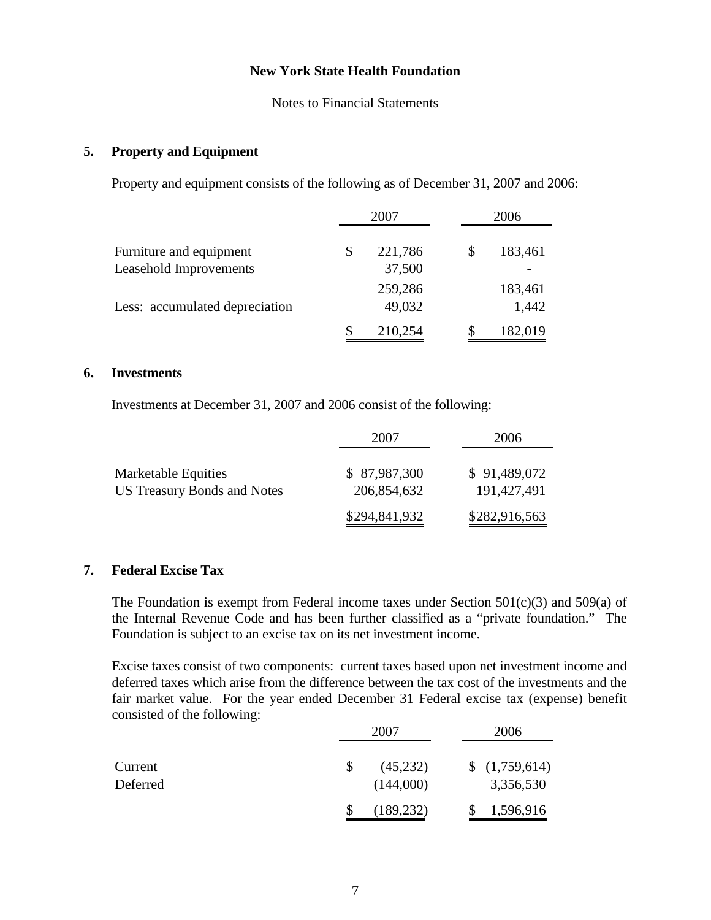**New York State Health Foundation**

Notes to Financial Statements

## 5. Property and Equipment

Property and equipment consists of the following as of December 31, 2007 and 2006:

| | 2007 | 2006 |
|---|---|---|
| Furniture and equipment | $ 221,786 | $ 183,461 |
| Leasehold Improvements | 37,500 | - |
| | 259,286 | 183,461 |
| Less: accumulated depreciation | 49,032 | 1,442 |
| | $ 210,254 | $ 182,019 |

## 6. Investments

Investments at December 31, 2007 and 2006 consist of the following:

| | 2007 | 2006 |
|---|---|---|
| Marketable Equities | $ 87,987,300 | $ 91,489,072 |
| US Treasury Bonds and Notes | 206,854,632 | 191,427,491 |
| | $294,841,932 | $282,916,563 |

## 7. Federal Excise Tax

The Foundation is exempt from Federal income taxes under Section 501(c)(3) and 509(a) of the Internal Revenue Code and has been further classified as a "private foundation." The Foundation is subject to an excise tax on its net investment income.

Excise taxes consist of two components: current taxes based upon net investment income and deferred taxes which arise from the difference between the tax cost of the investments and the fair market value. For the year ended December 31 Federal excise tax (expense) benefit consisted of the following:

| | 2007 | 2006 |
|---|---|---|
| Current | $ (45,232) | $ (1,759,614) |
| Deferred | (144,000) | 3,356,530 |
| | $ (189,232) | $ 1,596,916 |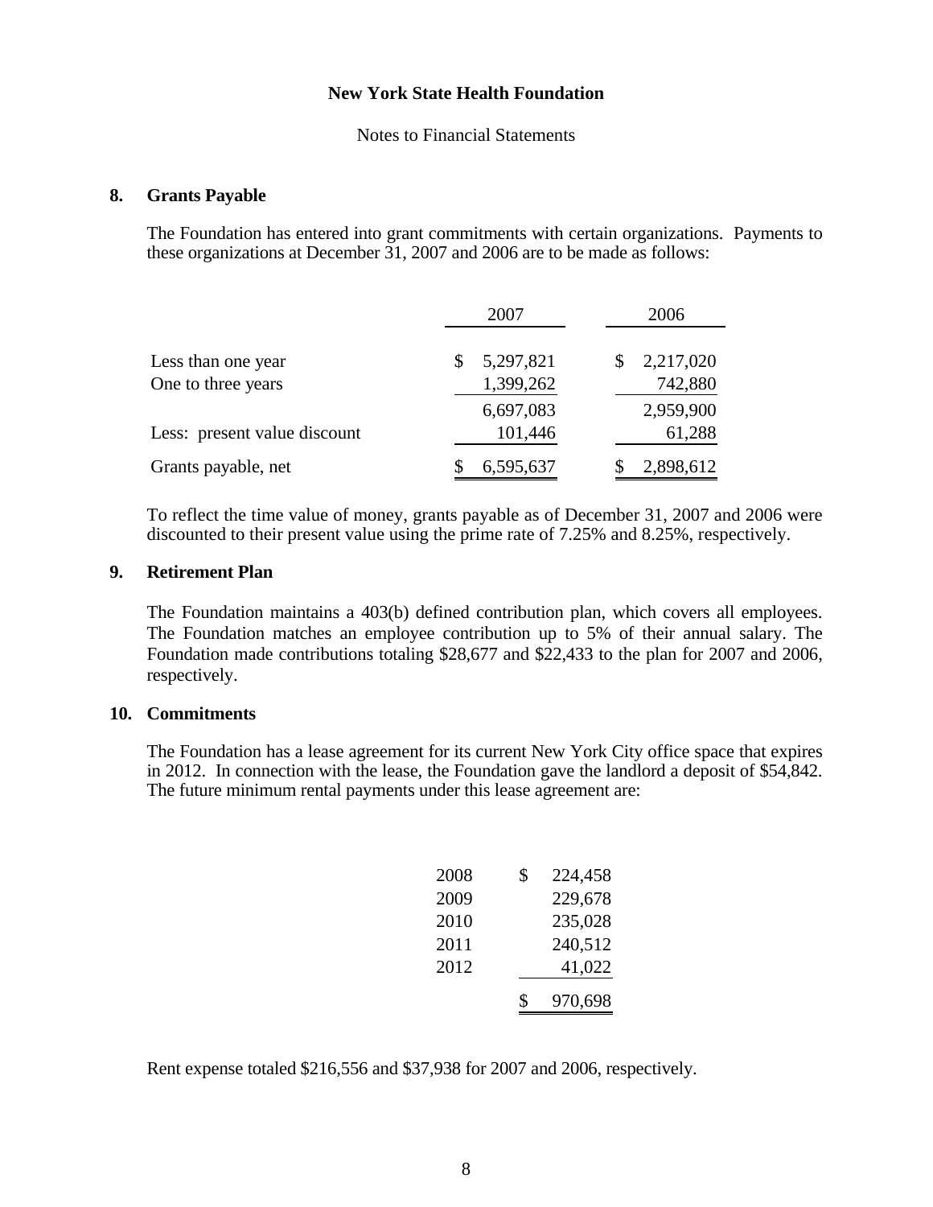# New York State Health Foundation

Notes to Financial Statements

## 8. Grants Payable

The Foundation has entered into grant commitments with certain organizations. Payments to these organizations at December 31, 2007 and 2006 are to be made as follows:

| | 2007 | 2006 |
|---|---|---|
| Less than one year | $ 5,297,821 | $ 2,217,020 |
| One to three years | 1,399,262 | 742,880 |
| | 6,697,083 | 2,959,900 |
| Less: present value discount | 101,446 | 61,288 |
| Grants payable, net | $ 6,595,637 | $ 2,898,612 |

To reflect the time value of money, grants payable as of December 31, 2007 and 2006 were discounted to their present value using the prime rate of 7.25% and 8.25%, respectively.

## 9. Retirement Plan

The Foundation maintains a 403(b) defined contribution plan, which covers all employees. The Foundation matches an employee contribution up to 5% of their annual salary. The Foundation made contributions totaling $28,677 and $22,433 to the plan for 2007 and 2006, respectively.

## 10. Commitments

The Foundation has a lease agreement for its current New York City office space that expires in 2012. In connection with the lease, the Foundation gave the landlord a deposit of $54,842. The future minimum rental payments under this lease agreement are:

| | |
|---|---|
| 2008 | $ 224,458 |
| 2009 | 229,678 |
| 2010 | 235,028 |
| 2011 | 240,512 |
| 2012 | 41,022 |
| | $ 970,698 |

Rent expense totaled $216,556 and $37,938 for 2007 and 2006, respectively.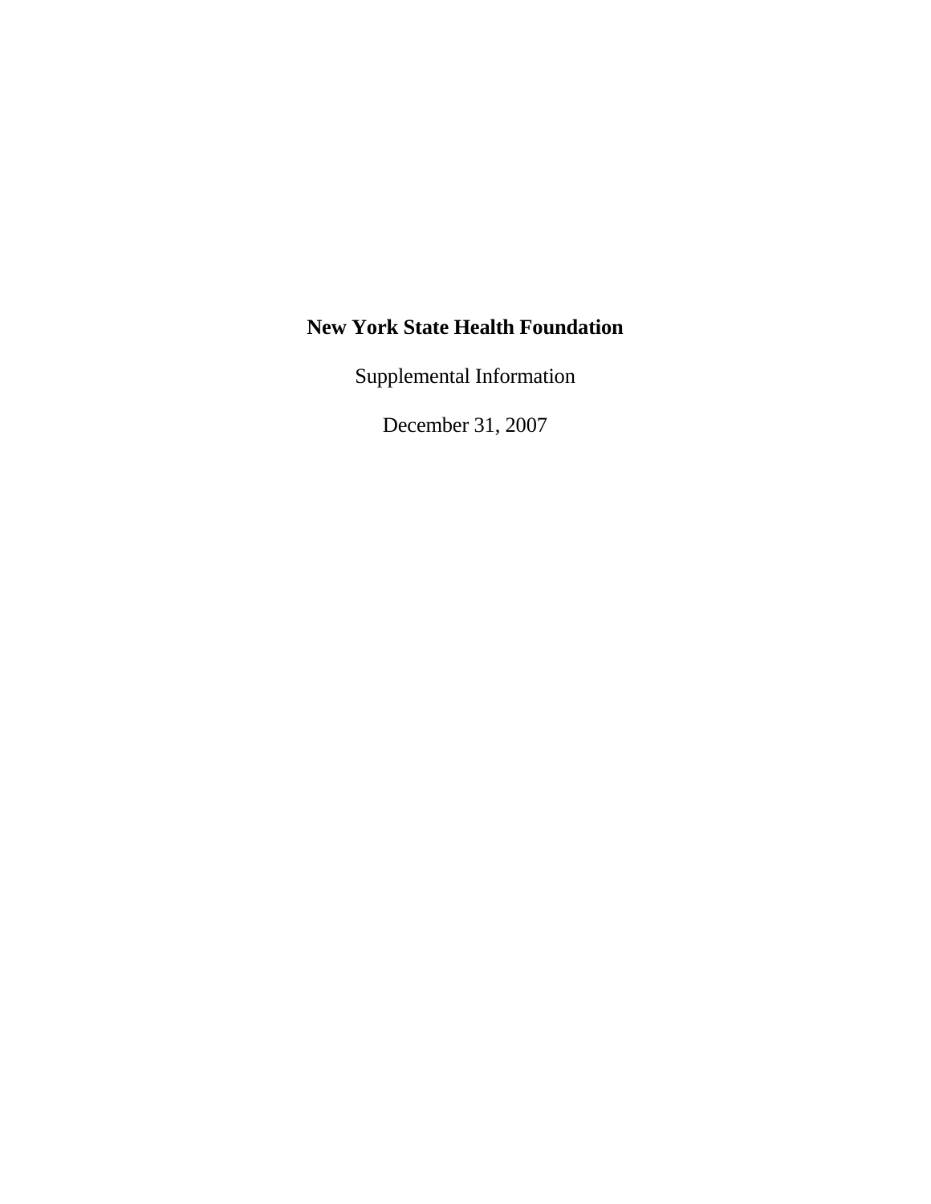**New York State Health Foundation**

Supplemental Information

December 31, 2007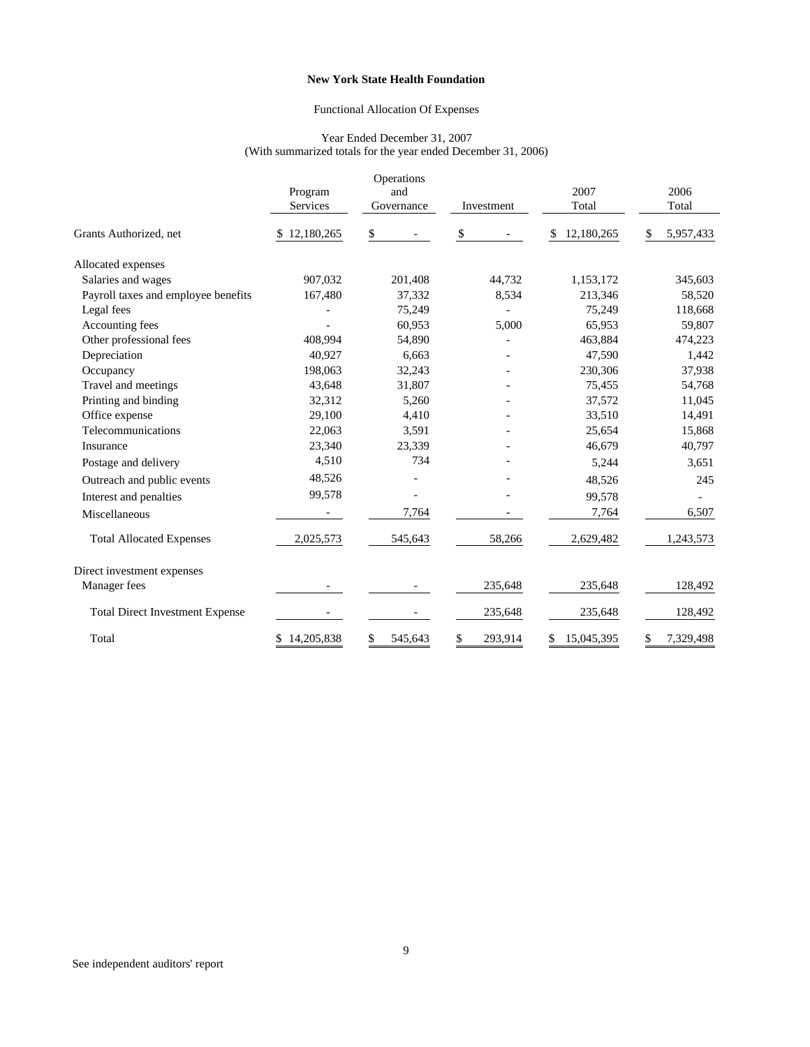**New York State Health Foundation**

Functional Allocation Of Expenses

Year Ended December 31, 2007
(With summarized totals for the year ended December 31, 2006)

| | Program Services | Operations and Governance | Investment | 2007 Total | 2006 Total |
|---|---|---|---|---|---|
| Grants Authorized, net | $ 12,180,265 | $ - | $ - | $ 12,180,265 | $ 5,957,433 |
| Allocated expenses | | | | | |
| Salaries and wages | 907,032 | 201,408 | 44,732 | 1,153,172 | 345,603 |
| Payroll taxes and employee benefits | 167,480 | 37,332 | 8,534 | 213,346 | 58,520 |
| Legal fees | - | 75,249 | - | 75,249 | 118,668 |
| Accounting fees | - | 60,953 | 5,000 | 65,953 | 59,807 |
| Other professional fees | 408,994 | 54,890 | - | 463,884 | 474,223 |
| Depreciation | 40,927 | 6,663 | - | 47,590 | 1,442 |
| Occupancy | 198,063 | 32,243 | - | 230,306 | 37,938 |
| Travel and meetings | 43,648 | 31,807 | - | 75,455 | 54,768 |
| Printing and binding | 32,312 | 5,260 | - | 37,572 | 11,045 |
| Office expense | 29,100 | 4,410 | - | 33,510 | 14,491 |
| Telecommunications | 22,063 | 3,591 | - | 25,654 | 15,868 |
| Insurance | 23,340 | 23,339 | - | 46,679 | 40,797 |
| Postage and delivery | 4,510 | 734 | - | 5,244 | 3,651 |
| Outreach and public events | 48,526 | - | - | 48,526 | 245 |
| Interest and penalties | 99,578 | - | - | 99,578 | - |
| Miscellaneous | - | 7,764 | - | 7,764 | 6,507 |
| Total Allocated Expenses | 2,025,573 | 545,643 | 58,266 | 2,629,482 | 1,243,573 |
| Direct investment expenses | | | | | |
| Manager fees | - | - | 235,648 | 235,648 | 128,492 |
| Total Direct Investment Expense | - | - | 235,648 | 235,648 | 128,492 |
| Total | $ 14,205,838 | $ 545,643 | $ 293,914 | $ 15,045,395 | $ 7,329,498 |

See independent auditors' report